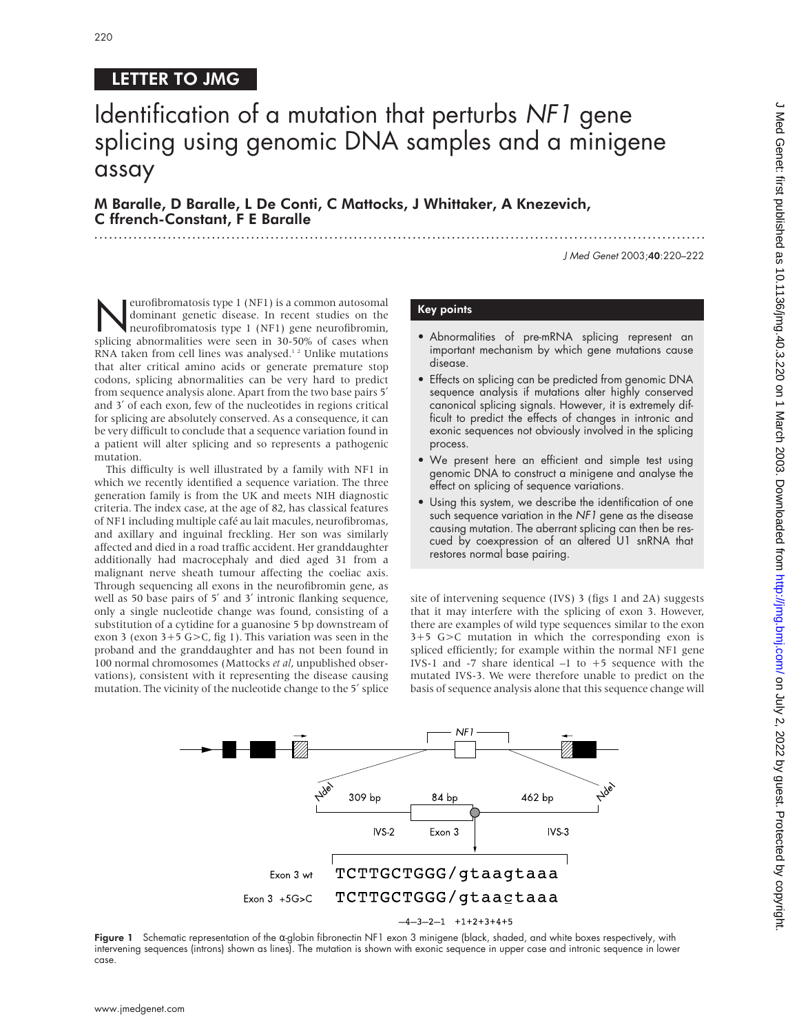LETTER TO JMG

# Identification of a mutation that perturbs *NF1* gene splicing using genomic DNA samples and a minigene assay

**M Baralle, D Baralle, L De Conti, C Mattocks, J Whittaker, A Knezevich, C ffrench-Constant, F E Baralle**

Neurofibromatosis type 1 (NF1) is a common autosomal dominant genetic disease. In recent studies on the neurofibromatosis type 1 (NF1) gene neurofibromin, splicing abnormalities were seen in 30-50% of cases when RNA taken from cell lines was analysed.[1,2] Unlike mutations that alter critical amino acids or generate premature stop codons, splicing abnormalities can be very hard to predict from sequence analysis alone. Apart from the two base pairs 5′ and 3′ of each exon, few of the nucleotides in regions critical for splicing are absolutely conserved. As a consequence, it can be very difficult to conclude that a sequence variation found in a patient will alter splicing and so represents a pathogenic mutation.

This difficulty is well illustrated by a family with NF1 in which we recently identified a sequence variation. The three generation family is from the UK and meets NIH diagnostic criteria. The index case, at the age of 82, has classical features of NF1 including multiple café au lait macules, neurofibromas, and axillary and inguinal freckling. Her son was similarly affected and died in a road traffic accident. Her granddaughter additionally had macrocephaly and died aged 31 from a malignant nerve sheath tumour affecting the coeliac axis. Through sequencing all exons in the neurofibromin gene, as well as 50 base pairs of 5′ and 3′ intronic flanking sequence, only a single nucleotide change was found, consisting of a substitution of a cytidine for a guanosine 5 bp downstream of exon 3 (exon 3+5 G>C, fig 1). This variation was seen in the proband and the granddaughter and has not been found in 100 normal chromosomes (Mattocks *et al*, unpublished observations), consistent with it representing the disease causing mutation. The vicinity of the nucleotide change to the 5′ splice site of intervening sequence (IVS) 3 (figs 1 and 2A) suggests that it may interfere with the splicing of exon 3. However, there are examples of wild type sequences similar to the exon 3+5 G>C mutation in which the corresponding exon is spliced efficiently; for example within the normal NF1 gene IVS-1 and -7 share identical –1 to +5 sequence with the mutated IVS-3. We were therefore unable to predict on the basis of sequence analysis alone that this sequence change will

> **Key points**
>
> - Abnormalities of pre-mRNA splicing represent an important mechanism by which gene mutations cause disease.
> - Effects on splicing can be predicted from genomic DNA sequence analysis if mutations alter highly conserved canonical splicing signals. However, it is extremely difficult to predict the effects of changes in intronic and exonic sequences not obviously involved in the splicing process.
> - We present here an efficient and simple test using genomic DNA to construct a minigene and analyse the effect on splicing of sequence variations.
> - Using this system, we describe the identification of one such sequence variation in the *NF1* gene as the disease causing mutation. The aberrant splicing can then be rescued by coexpression of an altered U1 snRNA that restores normal base pairing.

Figure 1 Schematic representation of the α-globin fibronectin NF1 exon 3 minigene (black, shaded, and white boxes respectively, with intervening sequences (introns) shown as lines). The mutation is shown with exonic sequence in upper case and intronic sequence in lower case.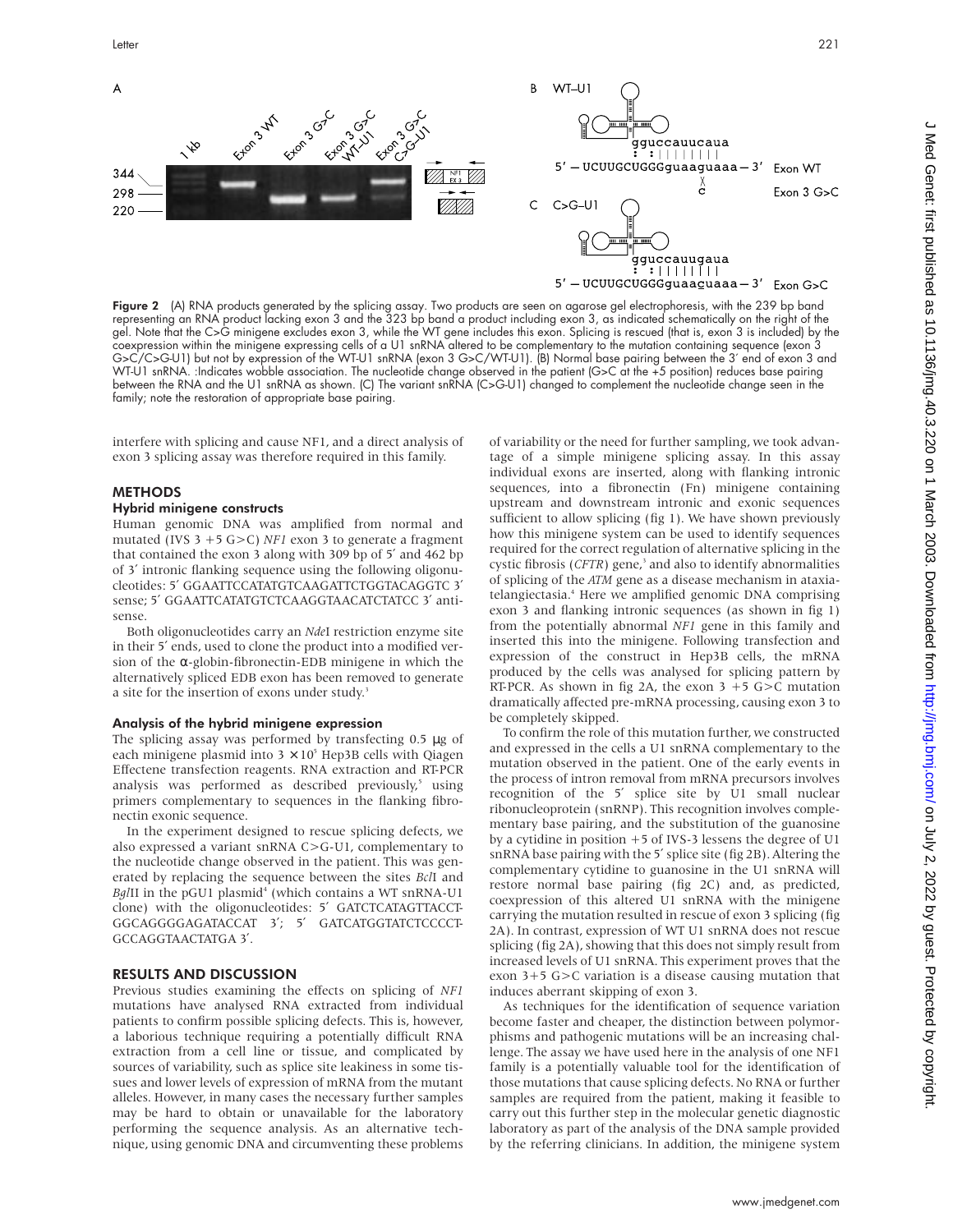**Figure 2** (A) RNA products generated by the splicing assay. Two products are seen on agarose gel electrophoresis, with the 239 bp band representing an RNA product lacking exon 3 and the 323 bp band a product including exon 3, as indicated schematically on the right of the gel. Note that the C>G minigene excludes exon 3, while the WT gene includes this exon. Splicing is rescued (that is, exon 3 is included) by the coexpression within the minigene expressing cells of a U1 snRNA altered to be complementary to the mutation containing sequence (exon 3 G>C/C>G-U1) but not by expression of the WT-U1 snRNA (exon 3 G>C/WT-U1). (B) Normal base pairing between the 3′ end of exon 3 and WT-U1 snRNA. :Indicates wobble association. The nucleotide change observed in the patient (G>C at the +5 position) reduces base pairing between the RNA and the U1 snRNA as shown. (C) The variant snRNA (C>G-U1) changed to complement the nucleotide change seen in the family; note the restoration of appropriate base pairing.

interfere with splicing and cause NF1, and a direct analysis of exon 3 splicing assay was therefore required in this family.

## METHODS

### Hybrid minigene constructs

Human genomic DNA was amplified from normal and mutated (IVS 3 +5 G>C) *NF1* exon 3 to generate a fragment that contained the exon 3 along with 309 bp of 5′ and 462 bp of 3′ intronic flanking sequence using the following oligonucleotides: 5′ GGAATTCCATATGTCAAGATTCTGGTACAGGTC 3′ sense; 5′ GGAATTCATATGTCTCAAGGTAACATCTATCC 3′ antisense.

Both oligonucleotides carry an *Nde*I restriction enzyme site in their 5′ ends, used to clone the product into a modified version of the α-globin-fibronectin-EDB minigene in which the alternatively spliced EDB exon has been removed to generate a site for the insertion of exons under study.[3]

### Analysis of the hybrid minigene expression

The splicing assay was performed by transfecting 0.5 μg of each minigene plasmid into $3 \times 10^5$ Hep3B cells with Qiagen Effectene transfection reagents. RNA extraction and RT-PCR analysis was performed as described previously,[5] using primers complementary to sequences in the flanking fibronectin exonic sequence.

In the experiment designed to rescue splicing defects, we also expressed a variant snRNA C>G-U1, complementary to the nucleotide change observed in the patient. This was generated by replacing the sequence between the sites *Bcl*I and *Bgl*II in the pGU1 plasmid[4] (which contains a WT snRNA-U1 clone) with the oligonucleotides: 5′ GATCTCATAGTTACCTGGCAGGGGAGATACCAT 3′; 5′ GATCATGGTATCTCCCCTGCCAGGTAACTATGA 3′.

## RESULTS AND DISCUSSION

Previous studies examining the effects on splicing of *NF1* mutations have analysed RNA extracted from individual patients to confirm possible splicing defects. This is, however, a laborious technique requiring a potentially difficult RNA extraction from a cell line or tissue, and complicated by sources of variability, such as splice site leakiness in some tissues and lower levels of expression of mRNA from the mutant alleles. However, in many cases the necessary further samples may be hard to obtain or unavailable for the laboratory performing the sequence analysis. As an alternative technique, using genomic DNA and circumventing these problems of variability or the need for further sampling, we took advantage of a simple minigene splicing assay. In this assay individual exons are inserted, along with flanking intronic sequences, into a fibronectin (Fn) minigene containing upstream and downstream intronic and exonic sequences sufficient to allow splicing (fig 1). We have shown previously how this minigene system can be used to identify sequences required for the correct regulation of alternative splicing in the cystic fibrosis (*CFTR*) gene,[3] and also to identify abnormalities of splicing of the *ATM* gene as a disease mechanism in ataxia-telangiectasia.[4] Here we amplified genomic DNA comprising exon 3 and flanking intronic sequences (as shown in fig 1) from the potentially abnormal *NF1* gene in this family and inserted this into the minigene. Following transfection and expression of the construct in Hep3B cells, the mRNA produced by the cells was analysed for splicing pattern by RT-PCR. As shown in fig 2A, the exon 3 +5 G>C mutation dramatically affected pre-mRNA processing, causing exon 3 to be completely skipped.

To confirm the role of this mutation further, we constructed and expressed in the cells a U1 snRNA complementary to the mutation observed in the patient. One of the early events in the process of intron removal from mRNA precursors involves recognition of the 5′ splice site by U1 small nuclear ribonucleoprotein (snRNP). This recognition involves complementary base pairing, and the substitution of the guanosine by a cytidine in position +5 of IVS-3 lessens the degree of U1 snRNA base pairing with the 5′ splice site (fig 2B). Altering the complementary cytidine to guanosine in the U1 snRNA will restore normal base pairing (fig 2C) and, as predicted, coexpression of this altered U1 snRNA with the minigene carrying the mutation resulted in rescue of exon 3 splicing (fig 2A). In contrast, expression of WT U1 snRNA does not rescue splicing (fig 2A), showing that this does not simply result from increased levels of U1 snRNA. This experiment proves that the exon 3+5 G>C variation is a disease causing mutation that induces aberrant skipping of exon 3.

As techniques for the identification of sequence variation become faster and cheaper, the distinction between polymorphisms and pathogenic mutations will be an increasing challenge. The assay we have used here in the analysis of one NF1 family is a potentially valuable tool for the identification of those mutations that cause splicing defects. No RNA or further samples are required from the patient, making it feasible to carry out this further step in the molecular genetic diagnostic laboratory as part of the analysis of the DNA sample provided by the referring clinicians. In addition, the minigene system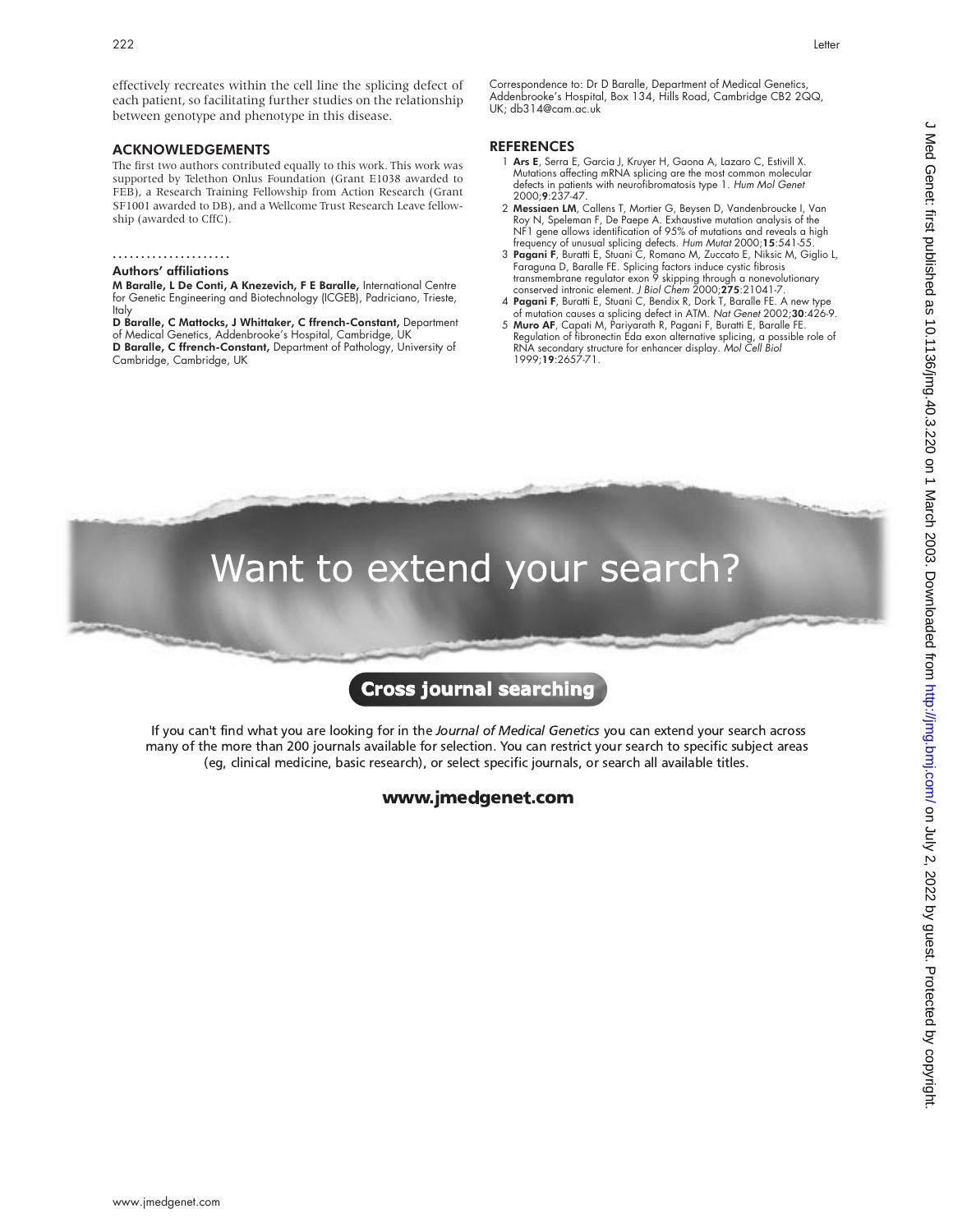effectively recreates within the cell line the splicing defect of each patient, so facilitating further studies on the relationship between genotype and phenotype in this disease.

## ACKNOWLEDGEMENTS

The first two authors contributed equally to this work. This work was supported by Telethon Onlus Foundation (Grant E1038 awarded to FEB), a Research Training Fellowship from Action Research (Grant SF1001 awarded to DB), and a Wellcome Trust Research Leave fellowship (awarded to CffC).

### Authors' affiliations

**M Baralle, L De Conti, A Knezevich, F E Baralle,** International Centre for Genetic Engineering and Biotechnology (ICGEB), Padriciano, Trieste, Italy
**D Baralle, C Mattocks, J Whittaker, C ffrench-Constant,** Department of Medical Genetics, Addenbrooke's Hospital, Cambridge, UK
**D Baralle, C ffrench-Constant,** Department of Pathology, University of Cambridge, Cambridge, UK

Correspondence to: Dr D Baralle, Department of Medical Genetics, Addenbrooke's Hospital, Box 134, Hills Road, Cambridge CB2 2QQ, UK; db314@cam.ac.uk

## REFERENCES

1. **Ars E**, Serra E, Garcia J, Kruyer H, Gaona A, Lazaro C, Estivill X. Mutations affecting mRNA splicing are the most common molecular defects in patients with neurofibromatosis type 1. *Hum Mol Genet* 2000;**9**:237-47.
2. **Messiaen LM**, Callens T, Mortier G, Beysen D, Vandenbroucke I, Van Roy N, Speleman F, De Paepe A. Exhaustive mutation analysis of the NF1 gene allows identification of 95% of mutations and reveals a high frequency of unusual splicing defects. *Hum Mutat* 2000;**15**:541-55.
3. **Pagani F**, Buratti E, Stuani C, Romano M, Zuccato E, Niksic M, Giglio L, Faraguna D, Baralle FE. Splicing factors induce cystic fibrosis transmembrane regulator exon 9 skipping through a nonevolutionary conserved intronic element. *J Biol Chem* 2000;**275**:21041-7.
4. **Pagani F**, Buratti E, Stuani C, Bendix R, Dork T, Baralle FE. A new type of mutation causes a splicing defect in ATM. *Nat Genet* 2002;**30**:426-9.
5. **Muro AF**, Caputi M, Pariyarath R, Pagani F, Buratti E, Baralle FE. Regulation of fibronectin Eda exon alternative splicing, a possible role of RNA secondary structure for enhancer display. *Mol Cell Biol* 1999;**19**:2657-71.

Want to extend your search?

**Cross journal searching**

If you can't find what you are looking for in the *Journal of Medical Genetics* you can extend your search across many of the more than 200 journals available for selection. You can restrict your search to specific subject areas (eg, clinical medicine, basic research), or select specific journals, or search all available titles.

**www.jmedgenet.com**